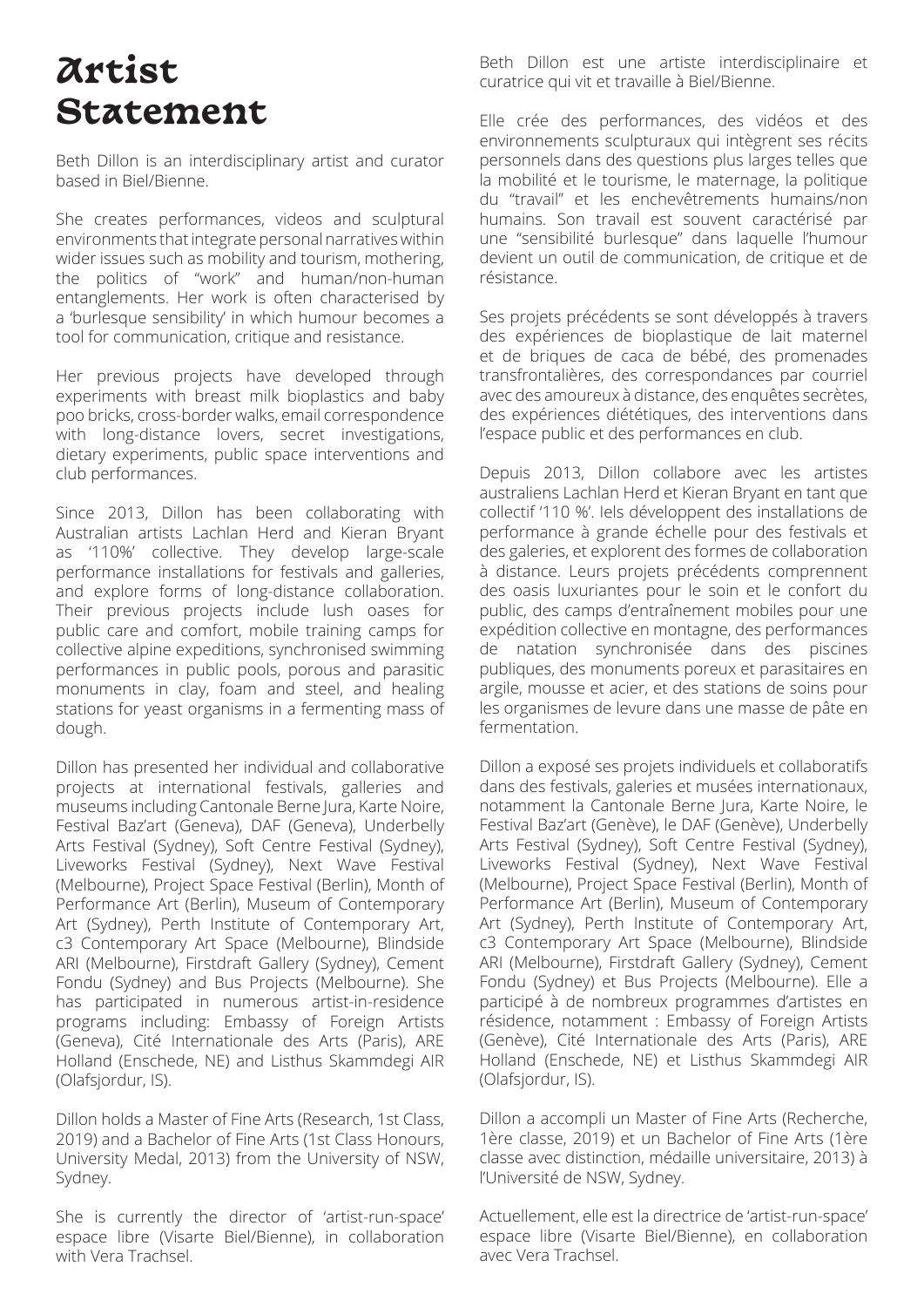# Artist Statement

Beth Dillon is an interdisciplinary artist and curator based in Biel/Bienne.

She creates performances, videos and sculptural environments that integrate personal narratives within wider issues such as mobility and tourism, mothering, the politics of "work" and human/non-human entanglements. Her work is often characterised by a 'burlesque sensibility' in which humour becomes a tool for communication, critique and resistance.

Her previous projects have developed through experiments with breast milk bioplastics and baby poo bricks, cross-border walks, email correspondence with long-distance lovers, secret investigations, dietary experiments, public space interventions and club performances.

Since 2013, Dillon has been collaborating with Australian artists Lachlan Herd and Kieran Bryant as '110%' collective. They develop large-scale performance installations for festivals and galleries, and explore forms of long-distance collaboration. Their previous projects include lush oases for public care and comfort, mobile training camps for collective alpine expeditions, synchronised swimming performances in public pools, porous and parasitic monuments in clay, foam and steel, and healing stations for yeast organisms in a fermenting mass of dough.

Dillon has presented her individual and collaborative projects at international festivals, galleries and museums including Cantonale Berne Jura, Karte Noire, Festival Baz'art (Geneva), DAF (Geneva), Underbelly Arts Festival (Sydney), Soft Centre Festival (Sydney), Liveworks Festival (Sydney), Next Wave Festival (Melbourne), Project Space Festival (Berlin), Month of Performance Art (Berlin), Museum of Contemporary Art (Sydney), Perth Institute of Contemporary Art, c3 Contemporary Art Space (Melbourne), Blindside ARI (Melbourne), Firstdraft Gallery (Sydney), Cement Fondu (Sydney) and Bus Projects (Melbourne). She has participated in numerous artist-in-residence programs including: Embassy of Foreign Artists (Geneva), Cité Internationale des Arts (Paris), ARE Holland (Enschede, NE) and Listhus Skammdegi AIR (Olafsjordur, IS).

Dillon holds a Master of Fine Arts (Research, 1st Class, 2019) and a Bachelor of Fine Arts (1st Class Honours, University Medal, 2013) from the University of NSW, Sydney.

She is currently the director of 'artist-run-space' espace libre (Visarte Biel/Bienne), in collaboration with Vera Trachsel.

Beth Dillon est une artiste interdisciplinaire et curatrice qui vit et travaille à Biel/Bienne.

Elle crée des performances, des vidéos et des environnements sculpturaux qui intègrent ses récits personnels dans des questions plus larges telles que la mobilité et le tourisme, le maternage, la politique du "travail" et les enchevêtrements humains/non humains. Son travail est souvent caractérisé par une "sensibilité burlesque" dans laquelle l'humour devient un outil de communication, de critique et de résistance.

Ses projets précédents se sont développés à travers des expériences de bioplastique de lait maternel et de briques de caca de bébé, des promenades transfrontalières, des correspondances par courriel avec des amoureux à distance, des enquêtes secrètes, des expériences diététiques, des interventions dans l'espace public et des performances en club.

Depuis 2013, Dillon collabore avec les artistes australiens Lachlan Herd et Kieran Bryant en tant que collectif '110 %'. Iels développent des installations de performance à grande échelle pour des festivals et des galeries, et explorent des formes de collaboration à distance. Leurs projets précédents comprennent des oasis luxuriantes pour le soin et le confort du public, des camps d'entraînement mobiles pour une expédition collective en montagne, des performances de natation synchronisée dans des piscines publiques, des monuments poreux et parasitaires en argile, mousse et acier, et des stations de soins pour les organismes de levure dans une masse de pâte en fermentation.

Dillon a exposé ses projets individuels et collaboratifs dans des festivals, galeries et musées internationaux, notamment la Cantonale Berne Jura, Karte Noire, le Festival Baz'art (Genève), le DAF (Genève), Underbelly Arts Festival (Sydney), Soft Centre Festival (Sydney), Liveworks Festival (Sydney), Next Wave Festival (Melbourne), Project Space Festival (Berlin), Month of Performance Art (Berlin), Museum of Contemporary Art (Sydney), Perth Institute of Contemporary Art, c3 Contemporary Art Space (Melbourne), Blindside ARI (Melbourne), Firstdraft Gallery (Sydney), Cement Fondu (Sydney) et Bus Projects (Melbourne). Elle a participé à de nombreux programmes d'artistes en résidence, notamment : Embassy of Foreign Artists (Genève), Cité Internationale des Arts (Paris), ARE Holland (Enschede, NE) et Listhus Skammdegi AIR (Olafsjordur, IS).

Dillon a accompli un Master of Fine Arts (Recherche, 1ère classe, 2019) et un Bachelor of Fine Arts (1ère classe avec distinction, médaille universitaire, 2013) à l'Université de NSW, Sydney.

Actuellement, elle est la directrice de 'artist-run-space' espace libre (Visarte Biel/Bienne), en collaboration avec Vera Trachsel.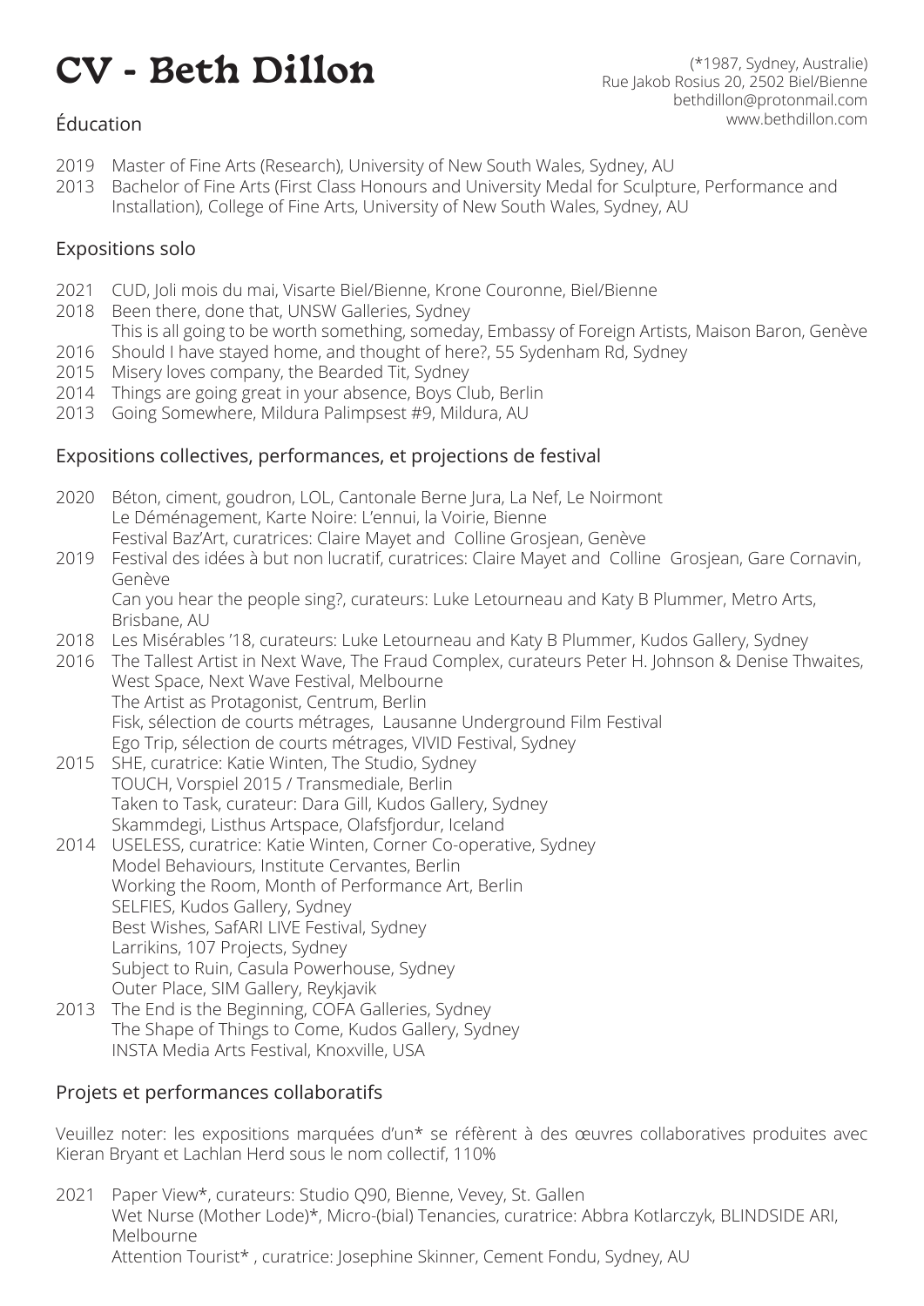# CV - Beth Dillon

(*1987, Sydney, Australie)
Rue Jakob Rosius 20, 2502 Biel/Bienne
bethdillon@protonmail.com
www.bethdillon.com

## Éducation

2019 Master of Fine Arts (Research), University of New South Wales, Sydney, AU
2013 Bachelor of Fine Arts (First Class Honours and University Medal for Sculpture, Performance and Installation), College of Fine Arts, University of New South Wales, Sydney, AU

## Expositions solo

2021 CUD, Joli mois du mai, Visarte Biel/Bienne, Krone Couronne, Biel/Bienne
2018 Been there, done that, UNSW Galleries, Sydney
This is all going to be worth something, someday, Embassy of Foreign Artists, Maison Baron, Genève
2016 Should I have stayed home, and thought of here?, 55 Sydenham Rd, Sydney
2015 Misery loves company, the Bearded Tit, Sydney
2014 Things are going great in your absence, Boys Club, Berlin
2013 Going Somewhere, Mildura Palimpsest #9, Mildura, AU

## Expositions collectives, performances, et projections de festival

2020 Béton, ciment, goudron, LOL, Cantonale Berne Jura, La Nef, Le Noirmont
Le Déménagement, Karte Noire: L'ennui, la Voirie, Bienne
Festival Baz'Art, curatrices: Claire Mayet and Colline Grosjean, Genève
2019 Festival des idées à but non lucratif, curatrices: Claire Mayet and Colline Grosjean, Gare Cornavin, Genève
Can you hear the people sing?, curateurs: Luke Letourneau and Katy B Plummer, Metro Arts, Brisbane, AU
2018 Les Misérables '18, curateurs: Luke Letourneau and Katy B Plummer, Kudos Gallery, Sydney
2016 The Tallest Artist in Next Wave, The Fraud Complex, curateurs Peter H. Johnson & Denise Thwaites, West Space, Next Wave Festival, Melbourne
The Artist as Protagonist, Centrum, Berlin
Fisk, sélection de courts métrages, Lausanne Underground Film Festival
Ego Trip, sélection de courts métrages, VIVID Festival, Sydney
2015 SHE, curatrice: Katie Winten, The Studio, Sydney
TOUCH, Vorspiel 2015 / Transmediale, Berlin
Taken to Task, curateur: Dara Gill, Kudos Gallery, Sydney
Skammdegi, Listhus Artspace, Olafsfjordur, Iceland
2014 USELESS, curatrice: Katie Winten, Corner Co-operative, Sydney
Model Behaviours, Institute Cervantes, Berlin
Working the Room, Month of Performance Art, Berlin
SELFIES, Kudos Gallery, Sydney
Best Wishes, SafARI LIVE Festival, Sydney
Larrikins, 107 Projects, Sydney
Subject to Ruin, Casula Powerhouse, Sydney
Outer Place, SIM Gallery, Reykjavik
2013 The End is the Beginning, COFA Galleries, Sydney
The Shape of Things to Come, Kudos Gallery, Sydney
INSTA Media Arts Festival, Knoxville, USA

## Projets et performances collaboratifs

Veuillez noter: les expositions marquées d'un* se réfèrent à des œuvres collaboratives produites avec Kieran Bryant et Lachlan Herd sous le nom collectif, 110%

2021 Paper View*, curateurs: Studio Q90, Bienne, Vevey, St. Gallen
Wet Nurse (Mother Lode)*, Micro-(bial) Tenancies, curatrice: Abbra Kotlarczyk, BLINDSIDE ARI, Melbourne
Attention Tourist* , curatrice: Josephine Skinner, Cement Fondu, Sydney, AU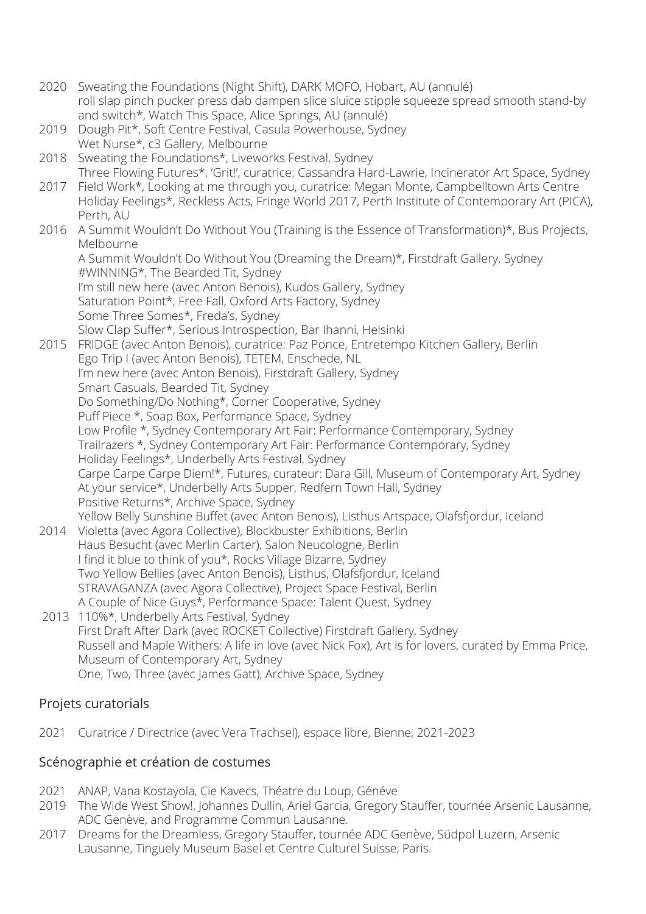2020 Sweating the Foundations (Night Shift), DARK MOFO, Hobart, AU (annulé)
roll slap pinch pucker press dab dampen slice sluice stipple squeeze spread smooth stand-by and switch*, Watch This Space, Alice Springs, AU (annulé)

2019 Dough Pit*, Soft Centre Festival, Casula Powerhouse, Sydney
Wet Nurse*, c3 Gallery, Melbourne

2018 Sweating the Foundations*, Liveworks Festival, Sydney
Three Flowing Futures*, 'Grit!', curatrice: Cassandra Hard-Lawrie, Incinerator Art Space, Sydney

2017 Field Work*, Looking at me through you, curatrice: Megan Monte, Campbelltown Arts Centre
Holiday Feelings*, Reckless Acts, Fringe World 2017, Perth Institute of Contemporary Art (PICA), Perth, AU

2016 A Summit Wouldn't Do Without You (Training is the Essence of Transformation)*, Bus Projects, Melbourne
A Summit Wouldn't Do Without You (Dreaming the Dream)*, Firstdraft Gallery, Sydney
#WINNING*, The Bearded Tit, Sydney
I'm still new here (avec Anton Benois), Kudos Gallery, Sydney
Saturation Point*, Free Fall, Oxford Arts Factory, Sydney
Some Three Somes*, Freda's, Sydney
Slow Clap Suffer*, Serious Introspection, Bar Ihanni, Helsinki

2015 FRIDGE (avec Anton Benois), curatrice: Paz Ponce, Entretempo Kitchen Gallery, Berlin
Ego Trip I (avec Anton Benois), TETEM, Enschede, NL
I'm new here (avec Anton Benois), Firstdraft Gallery, Sydney
Smart Casuals, Bearded Tit, Sydney
Do Something/Do Nothing*, Corner Cooperative, Sydney
Puff Piece *, Soap Box, Performance Space, Sydney
Low Profile *, Sydney Contemporary Art Fair: Performance Contemporary, Sydney
Trailrazers *, Sydney Contemporary Art Fair: Performance Contemporary, Sydney
Holiday Feelings*, Underbelly Arts Festival, Sydney
Carpe Carpe Carpe Diem!*, Futures, curateur: Dara Gill, Museum of Contemporary Art, Sydney
At your service*, Underbelly Arts Supper, Redfern Town Hall, Sydney
Positive Returns*, Archive Space, Sydney
Yellow Belly Sunshine Buffet (avec Anton Benois), Listhus Artspace, Olafsfjordur, Iceland

2014 Violetta (avec Agora Collective), Blockbuster Exhibitions, Berlin
Haus Besucht (avec Merlin Carter), Salon Neucologne, Berlin
I find it blue to think of you*, Rocks Village Bizarre, Sydney
Two Yellow Bellies (avec Anton Benois), Listhus, Olafsfjordur, Iceland
STRAVAGANZA (avec Agora Collective), Project Space Festival, Berlin
A Couple of Nice Guys*, Performance Space: Talent Quest, Sydney

2013 110%*, Underbelly Arts Festival, Sydney
First Draft After Dark (avec ROCKET Collective) Firstdraft Gallery, Sydney
Russell and Maple Withers: A life in love (avec Nick Fox), Art is for lovers, curated by Emma Price, Museum of Contemporary Art, Sydney
One, Two, Three (avec James Gatt), Archive Space, Sydney

## Projets curatorials

2021 Curatrice / Directrice (avec Vera Trachsel), espace libre, Bienne, 2021-2023

## Scénographie et création de costumes

2021 ANAP, Vana Kostayola, Cie Kavecs, Théatre du Loup, Génève

2019 The Wide West Show!, Johannes Dullin, Ariel Garcia, Gregory Stauffer, tournée Arsenic Lausanne, ADC Genève, and Programme Commun Lausanne.

2017 Dreams for the Dreamless, Gregory Stauffer, tournée ADC Genève, Südpol Luzern, Arsenic Lausanne, Tinguely Museum Basel et Centre Culturel Suisse, Paris.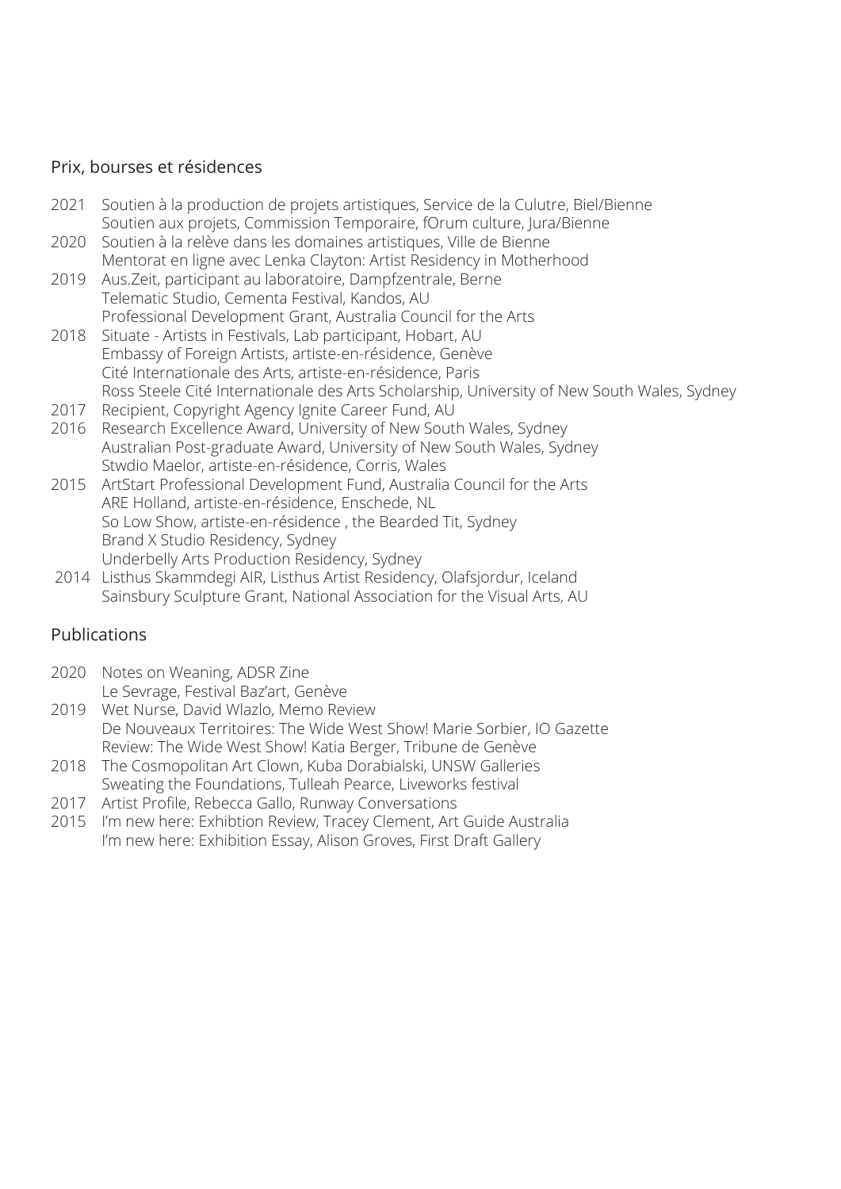## Prix, bourses et résidences

2021 Soutien à la production de projets artistiques, Service de la Culutre, Biel/Bienne
Soutien aux projets, Commission Temporaire, fOrum culture, Jura/Bienne

2020 Soutien à la relève dans les domaines artistiques, Ville de Bienne
Mentorat en ligne avec Lenka Clayton: Artist Residency in Motherhood

2019 Aus.Zeit, participant au laboratoire, Dampfzentrale, Berne
Telematic Studio, Cementa Festival, Kandos, AU
Professional Development Grant, Australia Council for the Arts

2018 Situate - Artists in Festivals, Lab participant, Hobart, AU
Embassy of Foreign Artists, artiste-en-résidence, Genève
Cité Internationale des Arts, artiste-en-résidence, Paris
Ross Steele Cité Internationale des Arts Scholarship, University of New South Wales, Sydney

2017 Recipient, Copyright Agency Ignite Career Fund, AU

2016 Research Excellence Award, University of New South Wales, Sydney
Australian Post-graduate Award, University of New South Wales, Sydney
Stwdio Maelor, artiste-en-résidence, Corris, Wales

2015 ArtStart Professional Development Fund, Australia Council for the Arts
ARE Holland, artiste-en-résidence, Enschede, NL
So Low Show, artiste-en-résidence , the Bearded Tit, Sydney
Brand X Studio Residency, Sydney
Underbelly Arts Production Residency, Sydney

2014 Listhus Skammdegi AIR, Listhus Artist Residency, Olafsjordur, Iceland
Sainsbury Sculpture Grant, National Association for the Visual Arts, AU

## Publications

2020 Notes on Weaning, ADSR Zine
Le Sevrage, Festival Baz'art, Genève

2019 Wet Nurse, David Wlazlo, Memo Review
De Nouveaux Territoires: The Wide West Show! Marie Sorbier, IO Gazette
Review: The Wide West Show! Katia Berger, Tribune de Genève

2018 The Cosmopolitan Art Clown, Kuba Dorabialski, UNSW Galleries
Sweating the Foundations, Tulleah Pearce, Liveworks festival

2017 Artist Profile, Rebecca Gallo, Runway Conversations

2015 I'm new here: Exhbtion Review, Tracey Clement, Art Guide Australia
I'm new here: Exhibition Essay, Alison Groves, First Draft Gallery